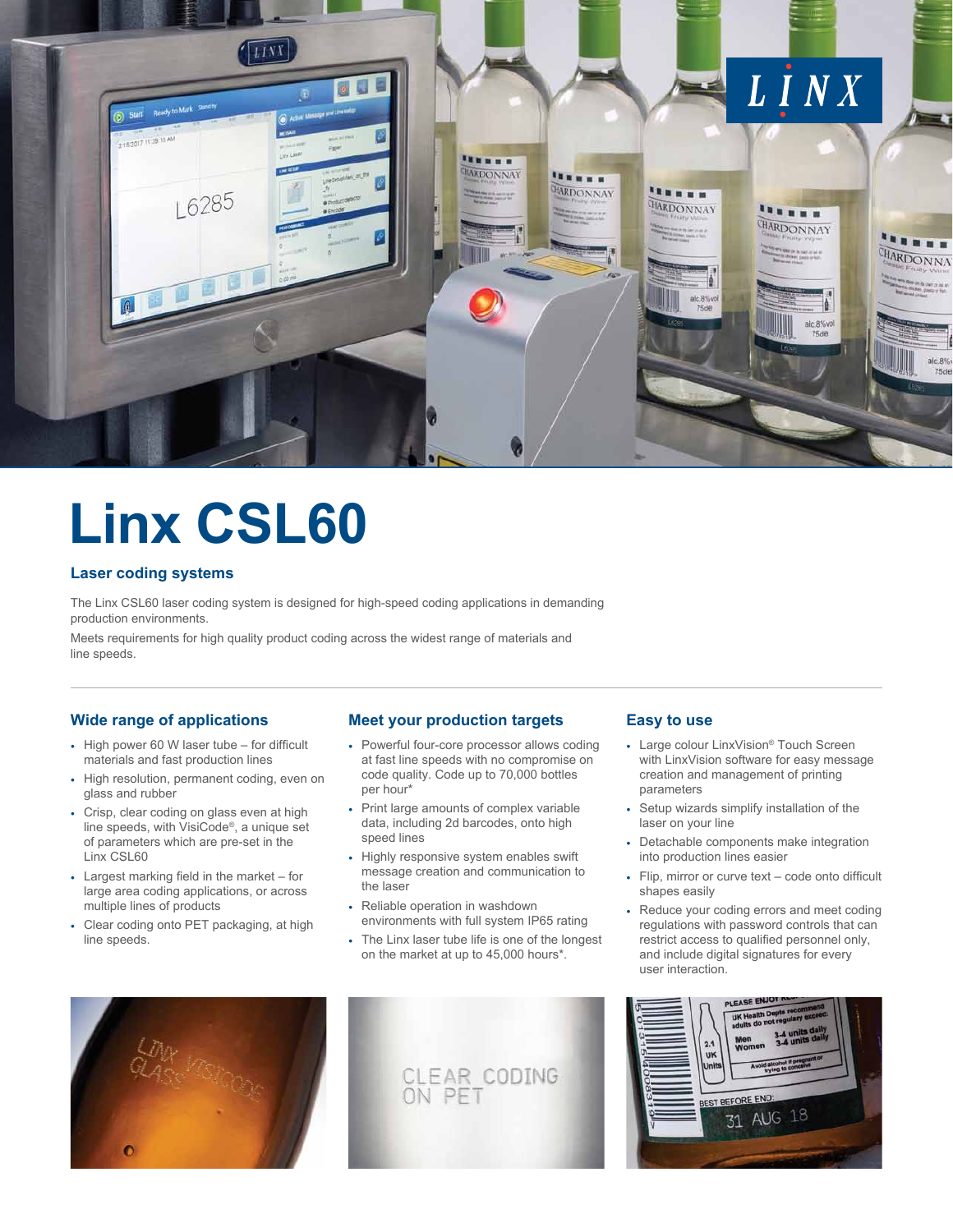# Linx CSL60

### Laser coding systems

The Linx CSL60 laser coding system is designed for high-speed coding applications in demanding production environments.

Meets requirements for high quality product coding across the widest range of materials and line speeds.

### Wide range of applications

- High power 60 W laser tube – for difficult materials and fast production lines
- High resolution, permanent coding, even on glass and rubber
- Crisp, clear coding on glass even at high line speeds, with VisiCode®, a unique set of parameters which are pre-set in the Linx CSL60
- Largest marking field in the market – for large area coding applications, or across multiple lines of products
- Clear coding onto PET packaging, at high line speeds.

### Meet your production targets

- Powerful four-core processor allows coding at fast line speeds with no compromise on code quality. Code up to 70,000 bottles per hour*
- Print large amounts of complex variable data, including 2d barcodes, onto high speed lines
- Highly responsive system enables swift message creation and communication to the laser
- Reliable operation in washdown environments with full system IP65 rating
- The Linx laser tube life is one of the longest on the market at up to 45,000 hours*.

### Easy to use

- Large colour LinxVision® Touch Screen with LinxVision software for easy message creation and management of printing parameters
- Setup wizards simplify installation of the laser on your line
- Detachable components make integration into production lines easier
- Flip, mirror or curve text – code onto difficult shapes easily
- Reduce your coding errors and meet coding regulations with password controls that can restrict access to qualified personnel only, and include digital signatures for every user interaction.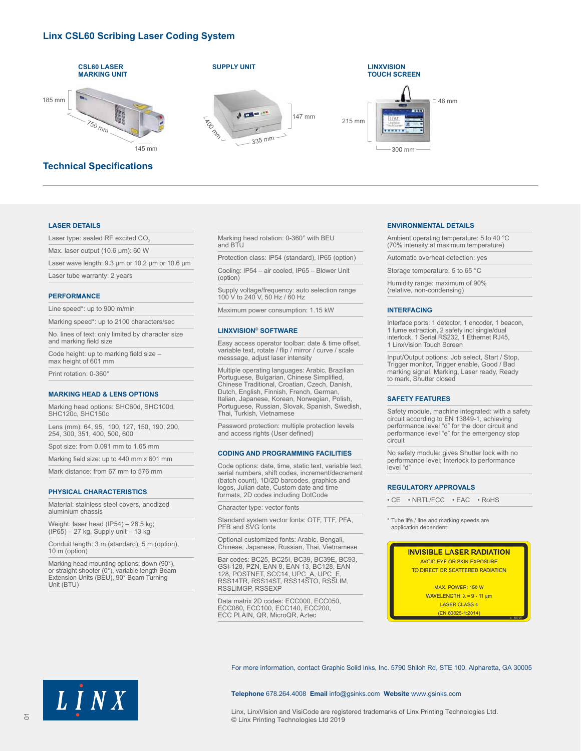## Linx CSL60 Scribing Laser Coding System

**CSL60 LASER MARKING UNIT**

185 mm
750 mm
145 mm

**SUPPLY UNIT**

400 mm
335 mm
147 mm

**LINXVISION TOUCH SCREEN**

215 mm
300 mm
46 mm

## Technical Specifications

### LASER DETAILS

- Laser type: sealed RF excited $CO_2$
- Max. laser output (10.6 µm): 60 W
- Laser wave length: 9.3 µm or 10.2 µm or 10.6 µm
- Laser tube warranty: 2 years

### PERFORMANCE

- Line speed*: up to 900 m/min
- Marking speed*: up to 2100 characters/sec
- No. lines of text: only limited by character size and marking field size
- Code height: up to marking field size – max height of 601 mm
- Print rotation: 0-360°

### MARKING HEAD & LENS OPTIONS

- Marking head options: SHC60d, SHC100d, SHC120c, SHC150c
- Lens (mm): 64, 95, 100, 127, 150, 190, 200, 254, 300, 351, 400, 500, 600
- Spot size: from 0.091 mm to 1.65 mm
- Marking field size: up to 440 mm x 601 mm
- Mark distance: from 67 mm to 576 mm

### PHYSICAL CHARACTERISTICS

- Material: stainless steel covers, anodized aluminium chassis
- Weight: laser head (IP54) – 26.5 kg; (IP65) – 27 kg, Supply unit – 13 kg
- Conduit length: 3 m (standard), 5 m (option), 10 m (option)
- Marking head mounting options: down (90°), or straight shooter (0°), variable length Beam Extension Units (BEU), 90° Beam Turning Unit (BTU)
- Marking head rotation: 0-360° with BEU and BTU
- Protection class: IP54 (standard), IP65 (option)
- Cooling: IP54 – air cooled, IP65 – Blower Unit (option)
- Supply voltage/frequency: auto selection range 100 V to 240 V, 50 Hz / 60 Hz
- Maximum power consumption: 1.15 kW

### LINXVISION® SOFTWARE

- Easy access operator toolbar: date & time offset, variable text, rotate / flip / mirror / curve / scale messsage, adjust laser intensity
- Multiple operating languages: Arabic, Brazilian Portuguese, Bulgarian, Chinese Simplified, Chinese Traditional, Croatian, Czech, Danish, Dutch, English, Finnish, French, German, Italian, Japanese, Korean, Norwegian, Polish, Portuguese, Russian, Slovak, Spanish, Swedish, Thai, Turkish, Vietnamese
- Password protection: multiple protection levels and access rights (User defined)

### CODING AND PROGRAMMING FACILITIES

- Code options: date, time, static text, variable text, serial numbers, shift codes, increment/decrement (batch count), 1D/2D barcodes, graphics and logos, Julian date, Custom date and time formats, 2D codes including DotCode
- Character type: vector fonts
- Standard system vector fonts: OTF, TTF, PFA, PFB and SVG fonts
- Optional customized fonts: Arabic, Bengali, Chinese, Japanese, Russian, Thai, Vietnamese
- Bar codes: BC25, BC25I, BC39, BC39E, BC93, GSI-128, PZN, EAN 8, EAN 13, BC128, EAN 128, POSTNET, SCC14, UPC_A, UPC_E, RSS14TR, RSS14ST, RSS14STO, RSSLIM, RSSLIMGP, RSSEXP
- Data matrix 2D codes: ECC000, ECC050, ECC080, ECC100, ECC140, ECC200, ECC PLAIN, QR, MicroQR, Aztec

### ENVIRONMENTAL DETAILS

- Ambient operating temperature: 5 to 40 °C (70% intensity at maximum temperature)
- Automatic overheat detection: yes
- Storage temperature: 5 to 65 °C
- Humidity range: maximum of 90% (relative, non-condensing)

### INTERFACING

- Interface ports: 1 detector, 1 encoder, 1 beacon, 1 fume extraction, 2 safety incl single/dual interlock, 1 Serial RS232, 1 Ethernet RJ45, 1 LinxVision Touch Screen
- Input/Output options: Job select, Start / Stop, Trigger monitor, Trigger enable, Good / Bad marking signal, Marking, Laser ready, Ready to mark, Shutter closed

### SAFETY FEATURES

- Safety module, machine integrated: with a safety circuit according to EN 13849-1, achieving performance level “d” for the door circuit and performance level “e” for the emergency stop circuit
- No safety module: gives Shutter lock with no performance level; Interlock to performance level “d”

### REGULATORY APPROVALS

• CE • NRTL/FCC • EAC • RoHS

\* Tube life / line and marking speeds are application dependent

**INVISIBLE LASER RADIATION**
AVOID EYE OR SKIN EXPOSURE
TO DIRECT OR SCATTERED RADIATION

MAX. POWER: 150 W
WAVELENGTH: λ = 9 - 11 µm
LASER CLASS 4
(EN 60825-1:2014)

For more information, contact Graphic Solid Inks, Inc. 5790 Shiloh Rd, STE 100, Alpharetta, GA 30005

**Telephone** 678.264.4008 **Email** info@gsinks.com **Website** www.gsinks.com

Linx, LinxVision and VisiCode are registered trademarks of Linx Printing Technologies Ltd.
© Linx Printing Technologies Ltd 2019